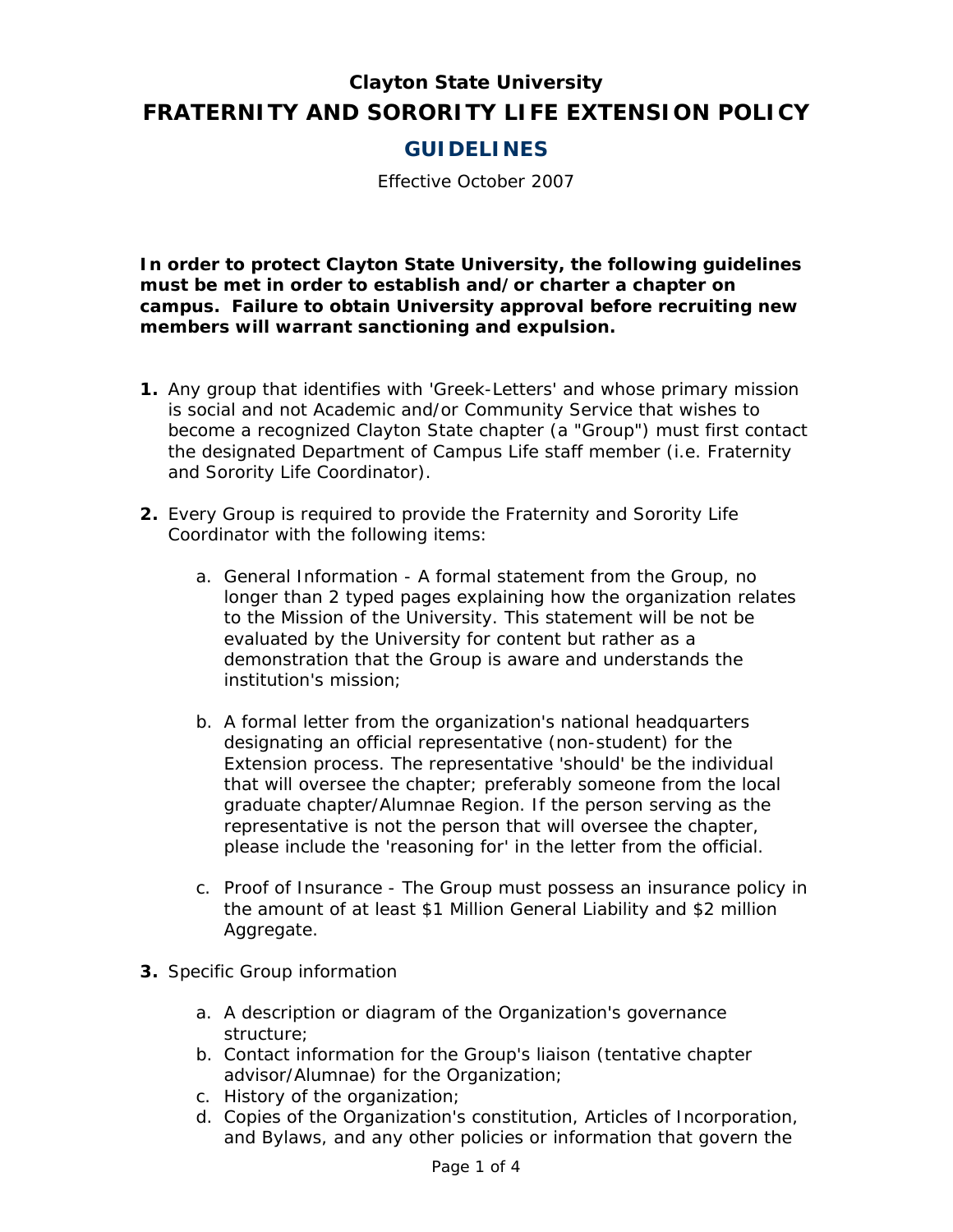# Clayton State University

# FRATERNITY AND SORORITY LIFE EXTENSION POLICY

## GUIDELINES

Effective October 2007

**In order to protect Clayton State University, the following guidelines must be met in order to establish and/or charter a chapter on campus. Failure to obtain University approval before recruiting new members will warrant sanctioning and expulsion.**

1. Any group that identifies with 'Greek-Letters' and whose primary mission is social and not Academic and/or Community Service that wishes to become a recognized Clayton State chapter (a "Group") must first contact the designated Department of Campus Life staff member (i.e. Fraternity and Sorority Life Coordinator).

2. Every Group is required to provide the Fraternity and Sorority Life Coordinator with the following items:

   a. General Information - A formal statement from the Group, no longer than 2 typed pages explaining how the organization relates to the Mission of the University. This statement will be not be evaluated by the University for content but rather as a demonstration that the Group is aware and understands the institution's mission;

   b. A formal letter from the organization's national headquarters designating an official representative (non-student) for the Extension process. The representative 'should' be the individual that will oversee the chapter; preferably someone from the local graduate chapter/Alumnae Region. If the person serving as the representative is not the person that will oversee the chapter, please include the 'reasoning for' in the letter from the official.

   c. Proof of Insurance - The Group must possess an insurance policy in the amount of at least $1 Million General Liability and $2 million Aggregate.

3. Specific Group information

   a. A description or diagram of the Organization's governance structure;
   b. Contact information for the Group's liaison (tentative chapter advisor/Alumnae) for the Organization;
   c. History of the organization;
   d. Copies of the Organization's constitution, Articles of Incorporation, and Bylaws, and any other policies or information that govern the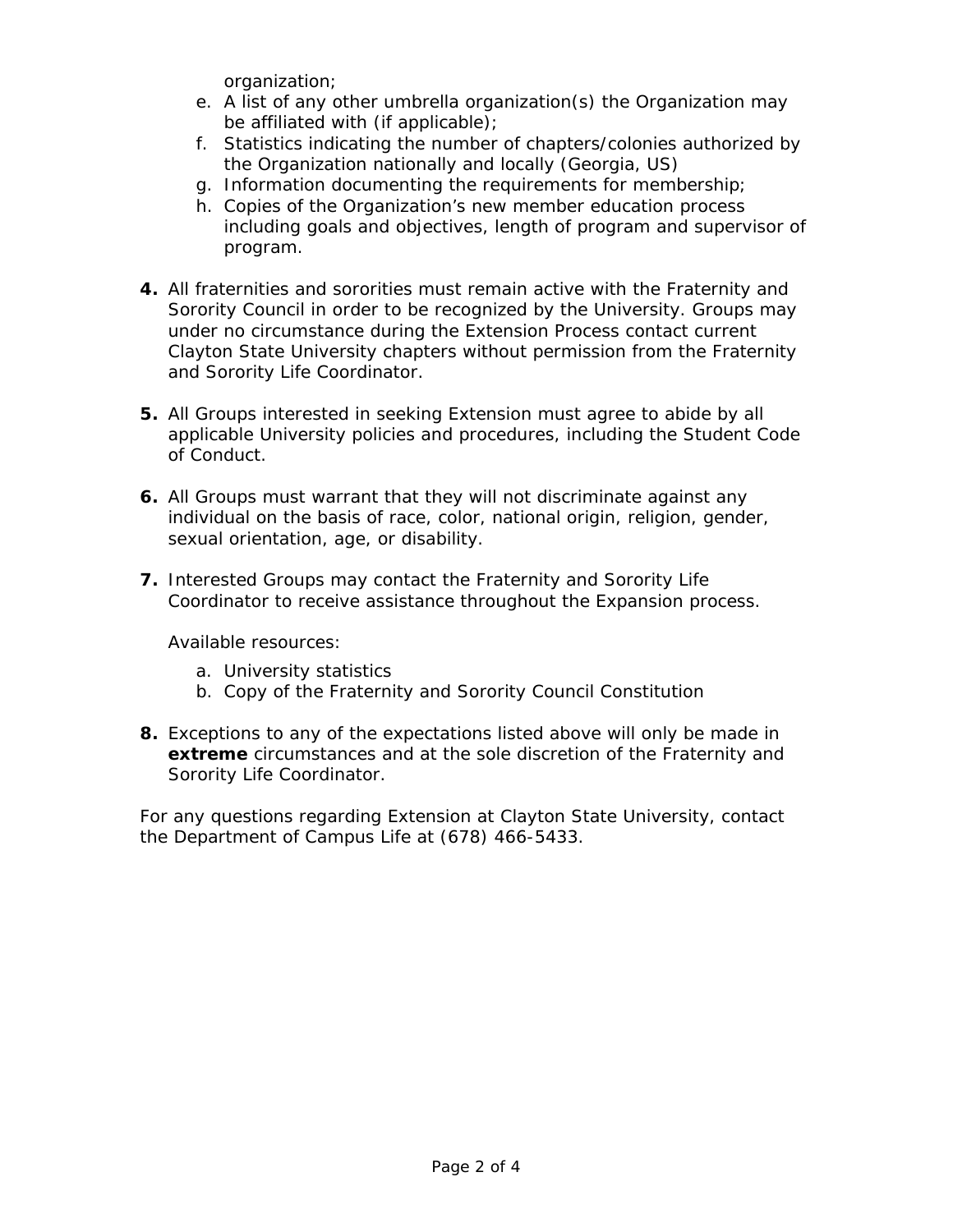organization;

e. A list of any other umbrella organization(s) the Organization may be affiliated with (if applicable);
f. Statistics indicating the number of chapters/colonies authorized by the Organization nationally and locally (Georgia, US)
g. Information documenting the requirements for membership;
h. Copies of the Organization's new member education process including goals and objectives, length of program and supervisor of program.

**4.** All fraternities and sororities must remain active with the Fraternity and Sorority Council in order to be recognized by the University. Groups may under no circumstance during the Extension Process contact current Clayton State University chapters without permission from the Fraternity and Sorority Life Coordinator.

**5.** All Groups interested in seeking Extension must agree to abide by all applicable University policies and procedures, including the Student Code of Conduct.

**6.** All Groups must warrant that they will not discriminate against any individual on the basis of race, color, national origin, religion, gender, sexual orientation, age, or disability.

**7.** Interested Groups may contact the Fraternity and Sorority Life Coordinator to receive assistance throughout the Expansion process.

Available resources:

a. University statistics
b. Copy of the Fraternity and Sorority Council Constitution

**8.** Exceptions to any of the expectations listed above will only be made in **extreme** circumstances and at the sole discretion of the Fraternity and Sorority Life Coordinator.

For any questions regarding Extension at Clayton State University, contact the Department of Campus Life at (678) 466-5433.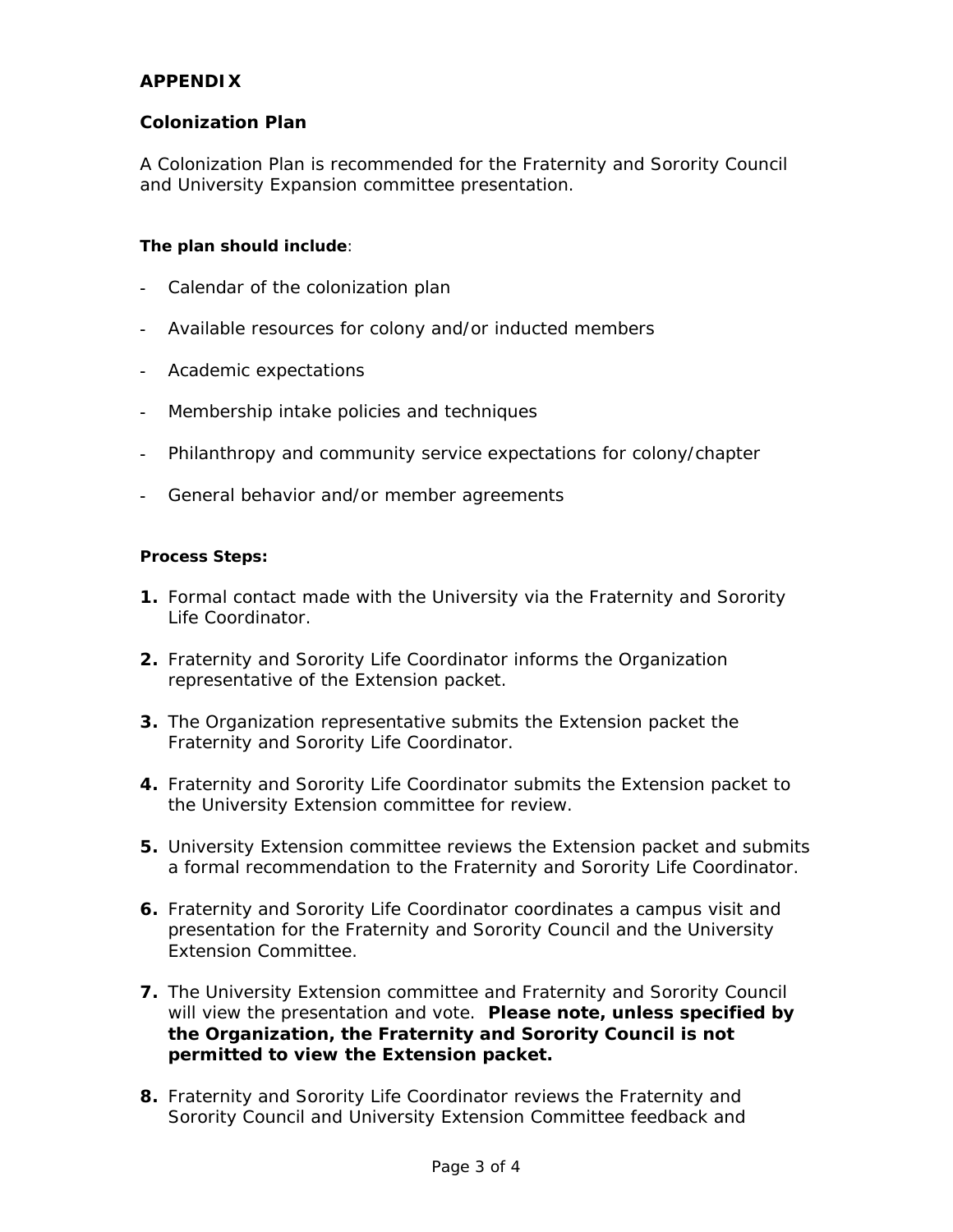## APPENDIX

### Colonization Plan

A Colonization Plan is recommended for the Fraternity and Sorority Council and University Expansion committee presentation.

**The plan should include**:

- Calendar of the colonization plan
- Available resources for colony and/or inducted members
- Academic expectations
- Membership intake policies and techniques
- Philanthropy and community service expectations for colony/chapter
- General behavior and/or member agreements

**Process Steps:**

1. Formal contact made with the University via the Fraternity and Sorority Life Coordinator.
2. Fraternity and Sorority Life Coordinator informs the Organization representative of the Extension packet.
3. The Organization representative submits the Extension packet the Fraternity and Sorority Life Coordinator.
4. Fraternity and Sorority Life Coordinator submits the Extension packet to the University Extension committee for review.
5. University Extension committee reviews the Extension packet and submits a formal recommendation to the Fraternity and Sorority Life Coordinator.
6. Fraternity and Sorority Life Coordinator coordinates a campus visit and presentation for the Fraternity and Sorority Council and the University Extension Committee.
7. The University Extension committee and Fraternity and Sorority Council will view the presentation and vote. **Please note, unless specified by the Organization, the Fraternity and Sorority Council is not permitted to view the Extension packet.**
8. Fraternity and Sorority Life Coordinator reviews the Fraternity and Sorority Council and University Extension Committee feedback and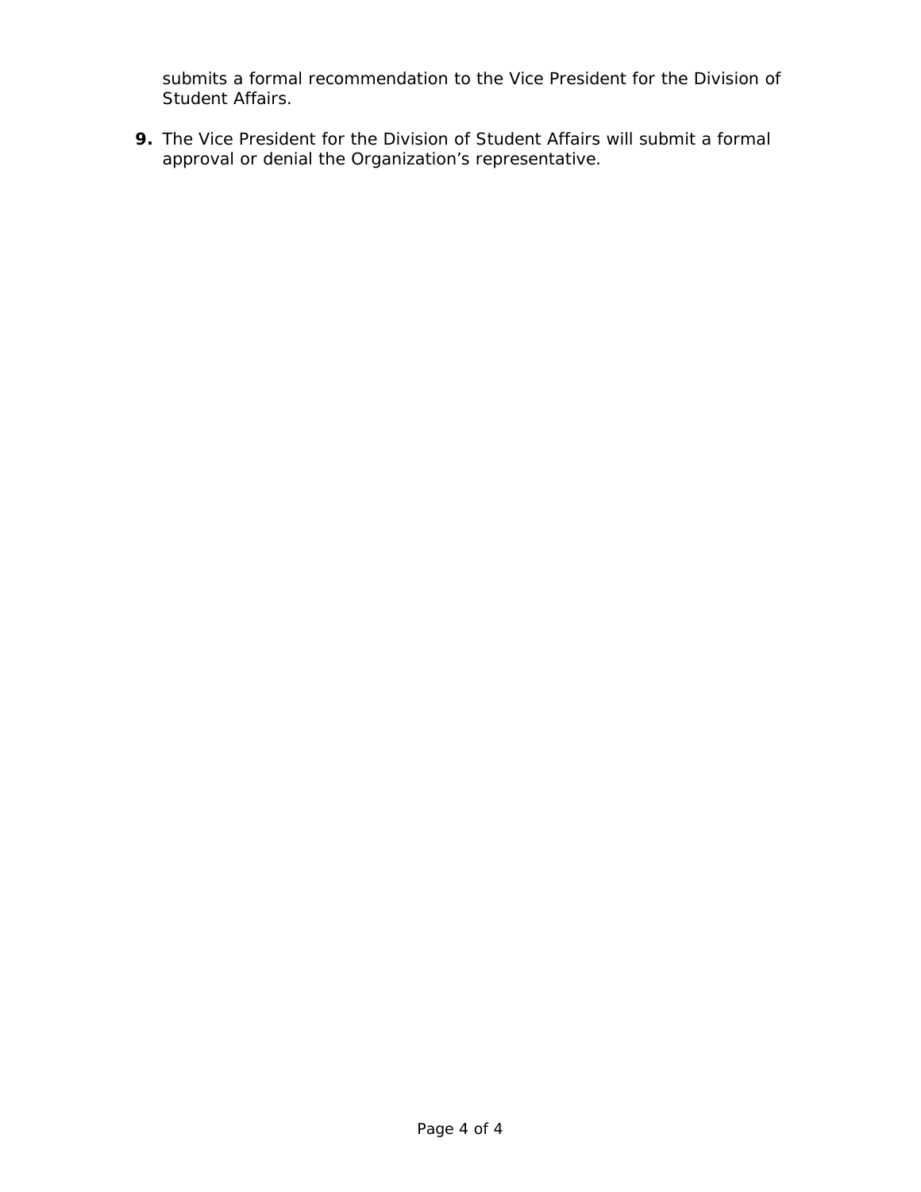submits a formal recommendation to the Vice President for the Division of Student Affairs.

**9.** The Vice President for the Division of Student Affairs will submit a formal approval or denial the Organization’s representative.